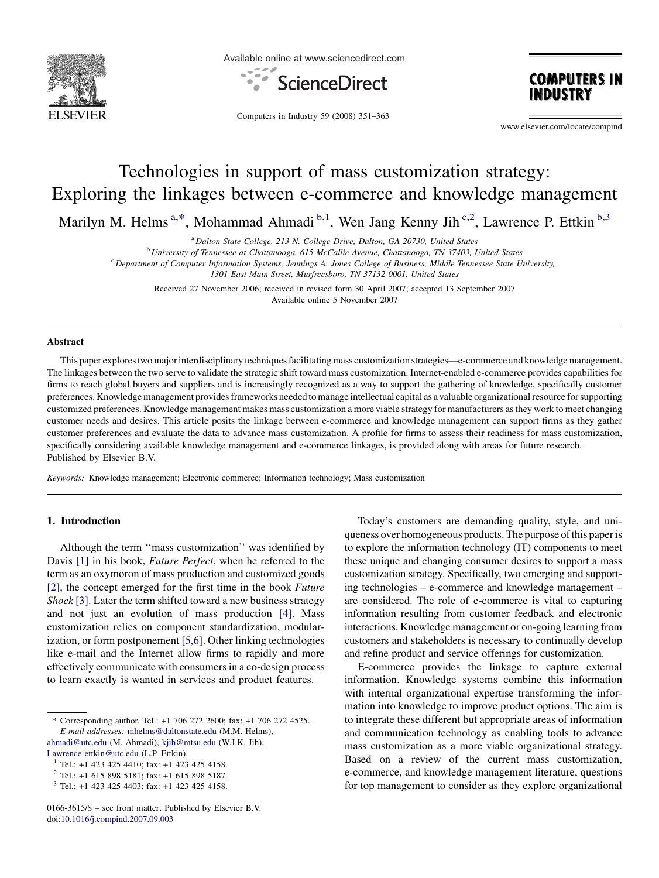# Technologies in support of mass customization strategy: Exploring the linkages between e-commerce and knowledge management

Marilyn M. Helms [a,*], Mohammad Ahmadi [b,1], Wen Jang Kenny Jih [c,2], Lawrence P. Ettkin [b,3]

[a] Dalton State College, 213 N. College Drive, Dalton, GA 20730, United States

[b] University of Tennessee at Chattanooga, 615 McCallie Avenue, Chattanooga, TN 37403, United States

[c] Department of Computer Information Systems, Jennings A. Jones College of Business, Middle Tennessee State University, 1301 East Main Street, Murfreesboro, TN 37132-0001, United States

Received 27 November 2006; received in revised form 30 April 2007; accepted 13 September 2007
Available online 5 November 2007

## Abstract

This paper explores two major interdisciplinary techniques facilitating mass customization strategies—e-commerce and knowledge management. The linkages between the two serve to validate the strategic shift toward mass customization. Internet-enabled e-commerce provides capabilities for firms to reach global buyers and suppliers and is increasingly recognized as a way to support the gathering of knowledge, specifically customer preferences. Knowledge management provides frameworks needed to manage intellectual capital as a valuable organizational resource for supporting customized preferences. Knowledge management makes mass customization a more viable strategy for manufacturers as they work to meet changing customer needs and desires. This article posits the linkage between e-commerce and knowledge management can support firms as they gather customer preferences and evaluate the data to advance mass customization. A profile for firms to assess their readiness for mass customization, specifically considering available knowledge management and e-commerce linkages, is provided along with areas for future research.
Published by Elsevier B.V.

*Keywords:* Knowledge management; Electronic commerce; Information technology; Mass customization

## 1. Introduction

Although the term ''mass customization'' was identified by Davis [1] in his book, *Future Perfect*, when he referred to the term as an oxymoron of mass production and customized goods [2], the concept emerged for the first time in the book *Future Shock* [3]. Later the term shifted toward a new business strategy and not just an evolution of mass production [4]. Mass customization relies on component standardization, modularization, or form postponement [5,6]. Other linking technologies like e-mail and the Internet allow firms to rapidly and more effectively communicate with consumers in a co-design process to learn exactly is wanted in services and product features.

Today's customers are demanding quality, style, and uniqueness over homogeneous products. The purpose of this paper is to explore the information technology (IT) components to meet these unique and changing consumer desires to support a mass customization strategy. Specifically, two emerging and supporting technologies – e-commerce and knowledge management – are considered. The role of e-commerce is vital to capturing information resulting from customer feedback and electronic interactions. Knowledge management or on-going learning from customers and stakeholders is necessary to continually develop and refine product and service offerings for customization.

E-commerce provides the linkage to capture external information. Knowledge systems combine this information with internal organizational expertise transforming the information into knowledge to improve product options. The aim is to integrate these different but appropriate areas of information and communication technology as enabling tools to advance mass customization as a more viable organizational strategy. Based on a review of the current mass customization, e-commerce, and knowledge management literature, questions for top management to consider as they explore organizational

---

\* Corresponding author. Tel.: +1 706 272 2600; fax: +1 706 272 4525.
*E-mail addresses:* mhelms@daltonstate.edu (M.M. Helms), ahmadi@utc.edu (M. Ahmadi), kjih@mtsu.edu (W.J.K. Jih), Lawrence-ettkin@utc.edu (L.P. Ettkin).

[1] Tel.: +1 423 425 4410; fax: +1 423 425 4158.

[2] Tel.: +1 615 898 5181; fax: +1 615 898 5187.

[3] Tel.: +1 423 425 4403; fax: +1 423 425 4158.

0166-3615/$ – see front matter. Published by Elsevier B.V.
doi:10.1016/j.compind.2007.09.003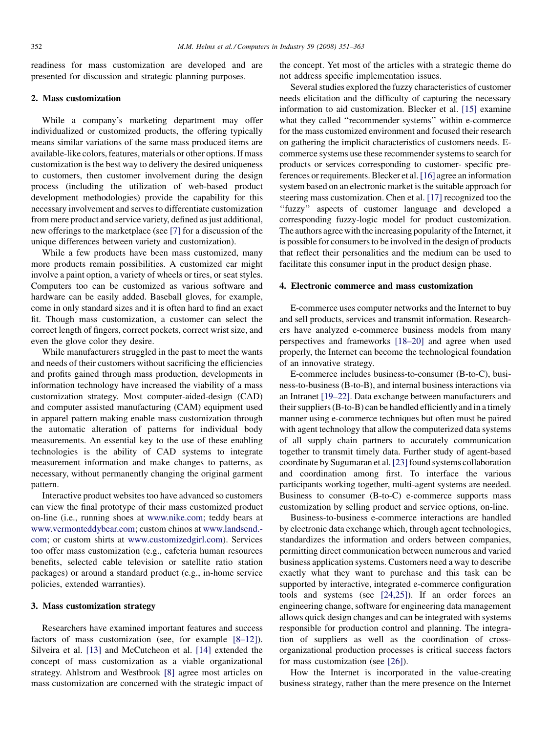readiness for mass customization are developed and are presented for discussion and strategic planning purposes.

## 2. Mass customization

While a company's marketing department may offer individualized or customized products, the offering typically means similar variations of the same mass produced items are available-like colors, features, materials or other options. If mass customization is the best way to delivery the desired uniqueness to customers, then customer involvement during the design process (including the utilization of web-based product development methodologies) provide the capability for this necessary involvement and serves to differentiate customization from mere product and service variety, defined as just additional, new offerings to the marketplace (see [7] for a discussion of the unique differences between variety and customization).

While a few products have been mass customized, many more products remain possibilities. A customized car might involve a paint option, a variety of wheels or tires, or seat styles. Computers too can be customized as various software and hardware can be easily added. Baseball gloves, for example, come in only standard sizes and it is often hard to find an exact fit. Though mass customization, a customer can select the correct length of fingers, correct pockets, correct wrist size, and even the glove color they desire.

While manufacturers struggled in the past to meet the wants and needs of their customers without sacrificing the efficiencies and profits gained through mass production, developments in information technology have increased the viability of a mass customization strategy. Most computer-aided-design (CAD) and computer assisted manufacturing (CAM) equipment used in apparel pattern making enable mass customization through the automatic alteration of patterns for individual body measurements. An essential key to the use of these enabling technologies is the ability of CAD systems to integrate measurement information and make changes to patterns, as necessary, without permanently changing the original garment pattern.

Interactive product websites too have advanced so customers can view the final prototype of their mass customized product on-line (i.e., running shoes at www.nike.com; teddy bears at www.vermonteddybear.com; custom chinos at www.landsend.com; or custom shirts at www.customizedgirl.com). Services too offer mass customization (e.g., cafeteria human resources benefits, selected cable television or satellite ratio station packages) or around a standard product (e.g., in-home service policies, extended warranties).

## 3. Mass customization strategy

Researchers have examined important features and success factors of mass customization (see, for example [8–12]). Silveira et al. [13] and McCutcheon et al. [14] extended the concept of mass customization as a viable organizational strategy. Ahlstrom and Westbrook [8] agree most articles on mass customization are concerned with the strategic impact of the concept. Yet most of the articles with a strategic theme do not address specific implementation issues.

Several studies explored the fuzzy characteristics of customer needs elicitation and the difficulty of capturing the necessary information to aid customization. Blecker et al. [15] examine what they called "recommender systems" within e-commerce for the mass customized environment and focused their research on gathering the implicit characteristics of customers needs. E-commerce systems use these recommender systems to search for products or services corresponding to customer- specific preferences or requirements. Blecker et al. [16] agree an information system based on an electronic market is the suitable approach for steering mass customization. Chen et al. [17] recognized too the "fuzzy" aspects of customer language and developed a corresponding fuzzy-logic model for product customization. The authors agree with the increasing popularity of the Internet, it is possible for consumers to be involved in the design of products that reflect their personalities and the medium can be used to facilitate this consumer input in the product design phase.

## 4. Electronic commerce and mass customization

E-commerce uses computer networks and the Internet to buy and sell products, services and transmit information. Researchers have analyzed e-commerce business models from many perspectives and frameworks [18–20] and agree when used properly, the Internet can become the technological foundation of an innovative strategy.

E-commerce includes business-to-consumer (B-to-C), business-to-business (B-to-B), and internal business interactions via an Intranet [19–22]. Data exchange between manufacturers and their suppliers (B-to-B) can be handled efficiently and in a timely manner using e-commerce techniques but often must be paired with agent technology that allow the computerized data systems of all supply chain partners to accurately communication together to transmit timely data. Further study of agent-based coordinate by Sugumaran et al. [23] found systems collaboration and coordination among first. To interface the various participants working together, multi-agent systems are needed. Business to consumer (B-to-C) e-commerce supports mass customization by selling product and service options, on-line.

Business-to-business e-commerce interactions are handled by electronic data exchange which, through agent technologies, standardizes the information and orders between companies, permitting direct communication between numerous and varied business application systems. Customers need a way to describe exactly what they want to purchase and this task can be supported by interactive, integrated e-commerce configuration tools and systems (see [24,25]). If an order forces an engineering change, software for engineering data management allows quick design changes and can be integrated with systems responsible for production control and planning. The integration of suppliers as well as the coordination of cross-organizational production processes is critical success factors for mass customization (see [26]).

How the Internet is incorporated in the value-creating business strategy, rather than the mere presence on the Internet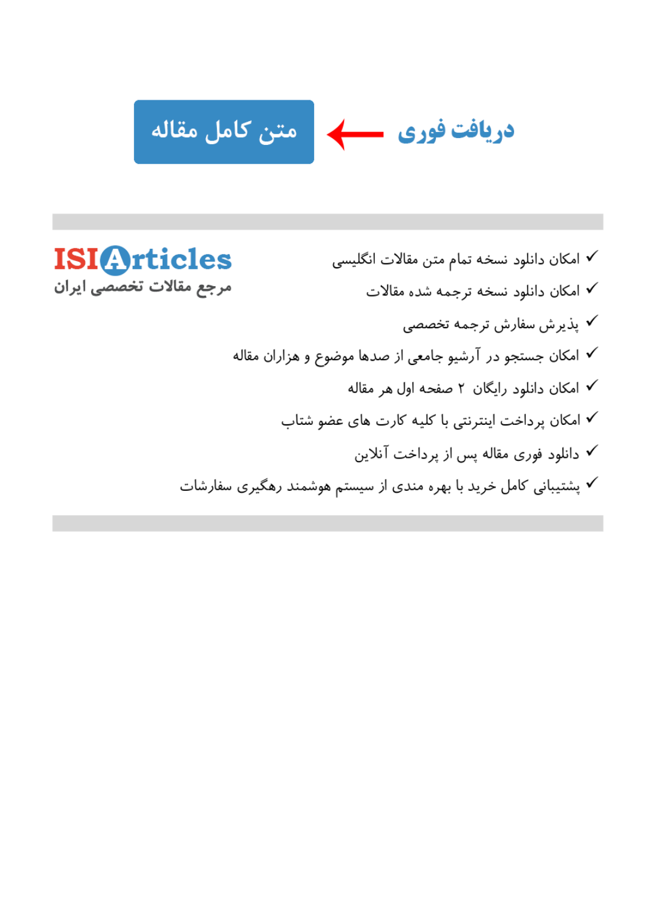دریافت فوری ← **متن کامل مقاله**

**ISIArticles**
مرجع مقالات تخصصی ایران

- ✓ امکان دانلود نسخه تمام متن مقالات انگلیسی
- ✓ امکان دانلود نسخه ترجمه شده مقالات
- ✓ پذیرش سفارش ترجمه تخصصی
- ✓ امکان جستجو در آرشیو جامعی از صدها موضوع و هزاران مقاله
- ✓ امکان دانلود رایگان ۲ صفحه اول هر مقاله
- ✓ امکان پرداخت اینترنتی با کلیه کارت های عضو شتاب
- ✓ دانلود فوری مقاله پس از پرداخت آنلاین
- ✓ پشتیبانی کامل خرید با بهره مندی از سیستم هوشمند رهگیری سفارشات